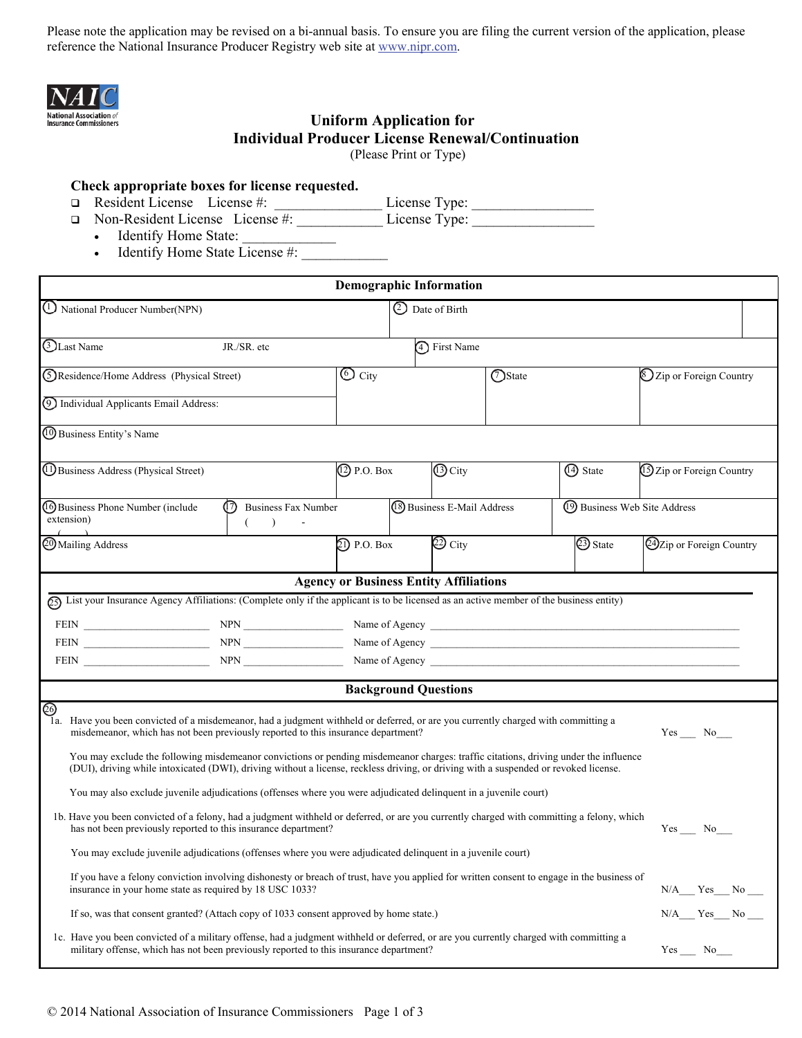Please note the application may be revised on a bi-annual basis. To ensure you are filing the current version of the application, please reference the National Insurance Producer Registry web site at www.nipr.com.

# Uniform Application for Individual Producer License Renewal/Continuation

(Please Print or Type)

**Check appropriate boxes for license requested.**

- ❑ Resident License License #: ______________ License Type: ________________
- ❑ Non-Resident License License #: ___________ License Type: ________________
  - Identify Home State: ____________
  - Identify Home State License #: ___________

## Demographic Information

| | | | |
|---|---|---|---|
| (1) National Producer Number(NPN) | | (2) Date of Birth | |
| (3) Last Name JR./SR. etc | | (4) First Name | |
| (5) Residence/Home Address (Physical Street) | (6) City | (7) State | (8) Zip or Foreign Country |
| (9) Individual Applicants Email Address: | | | |
| (10) Business Entity's Name | | | |

| | | | | |
|---|---|---|---|---|
| (11) Business Address (Physical Street) | (12) P.O. Box | (13) City | (14) State | (15) Zip or Foreign Country |
| (16) Business Phone Number (include extension) ( ) | (17) Business Fax Number ( ) - | (18) Business E-Mail Address | (19) Business Web Site Address | |
| (20) Mailing Address | (21) P.O. Box | (22) City | (23) State | (24) Zip or Foreign Country |

## Agency or Business Entity Affiliations

(25) List your Insurance Agency Affiliations: (Complete only if the applicant is to be licensed as an active member of the business entity)

FEIN ______________________ NPN __________________ Name of Agency ________________________________________________

FEIN ______________________ NPN __________________ Name of Agency ________________________________________________

FEIN ______________________ NPN __________________ Name of Agency ________________________________________________

## Background Questions

(26)

1a. Have you been convicted of a misdemeanor, had a judgment withheld or deferred, or are you currently charged with committing a misdemeanor, which has not been previously reported to this insurance department? Yes ___ No___

You may exclude the following misdemeanor convictions or pending misdemeanor charges: traffic citations, driving under the influence (DUI), driving while intoxicated (DWI), driving without a license, reckless driving, or driving with a suspended or revoked license.

You may also exclude juvenile adjudications (offenses where you were adjudicated delinquent in a juvenile court)

1b. Have you been convicted of a felony, had a judgment withheld or deferred, or are you currently charged with committing a felony, which has not been previously reported to this insurance department? Yes ___ No___

You may exclude juvenile adjudications (offenses where you were adjudicated delinquent in a juvenile court)

If you have a felony conviction involving dishonesty or breach of trust, have you applied for written consent to engage in the business of insurance in your home state as required by 18 USC 1033? N/A___ Yes___ No ___

If so, was that consent granted? (Attach copy of 1033 consent approved by home state.) N/A___ Yes___ No ___

1c. Have you been convicted of a military offense, had a judgment withheld or deferred, or are you currently charged with committing a military offense, which has not been previously reported to this insurance department? Yes ___ No___

© 2014 National Association of Insurance Commissioners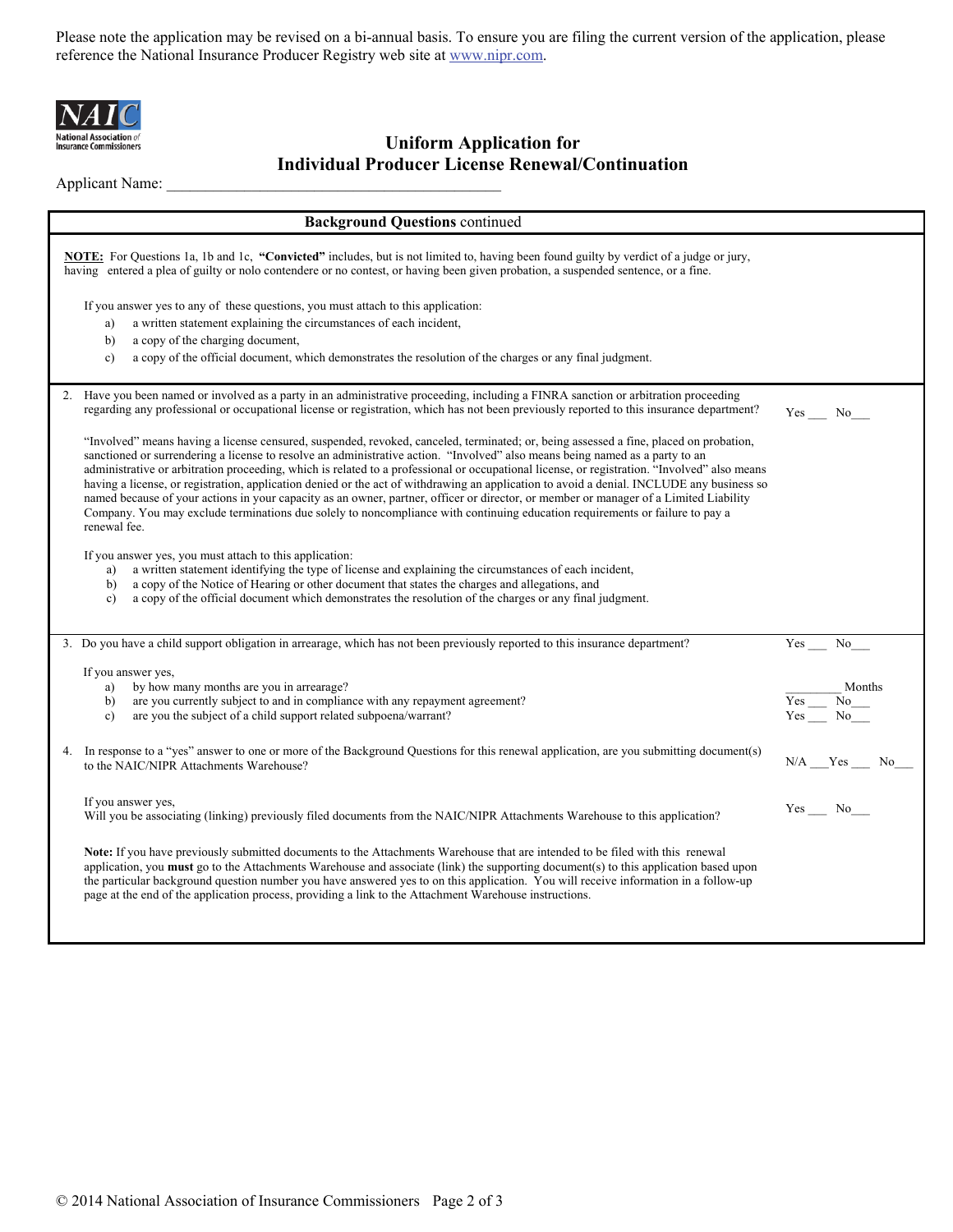Please note the application may be revised on a bi-annual basis. To ensure you are filing the current version of the application, please reference the National Insurance Producer Registry web site at www.nipr.com.

NAIC
National Association of Insurance Commissioners

# Uniform Application for Individual Producer License Renewal/Continuation

Applicant Name: ___________________________________________

## **Background Questions** continued

**NOTE:** For Questions 1a, 1b and 1c, **"Convicted"** includes, but is not limited to, having been found guilty by verdict of a judge or jury, having entered a plea of guilty or nolo contendere or no contest, or having been given probation, a suspended sentence, or a fine.

If you answer yes to any of these questions, you must attach to this application:

a) a written statement explaining the circumstances of each incident,
b) a copy of the charging document,
c) a copy of the official document, which demonstrates the resolution of the charges or any final judgment.

2. Have you been named or involved as a party in an administrative proceeding, including a FINRA sanction or arbitration proceeding regarding any professional or occupational license or registration, which has not been previously reported to this insurance department? Yes ___ No___

"Involved" means having a license censured, suspended, revoked, canceled, terminated; or, being assessed a fine, placed on probation, sanctioned or surrendering a license to resolve an administrative action. "Involved" also means being named as a party to an administrative or arbitration proceeding, which is related to a professional or occupational license, or registration. "Involved" also means having a license, or registration, application denied or the act of withdrawing an application to avoid a denial. INCLUDE any business so named because of your actions in your capacity as an owner, partner, officer or director, or member or manager of a Limited Liability Company. You may exclude terminations due solely to noncompliance with continuing education requirements or failure to pay a renewal fee.

If you answer yes, you must attach to this application:

a) a written statement identifying the type of license and explaining the circumstances of each incident,
b) a copy of the Notice of Hearing or other document that states the charges and allegations, and
c) a copy of the official document which demonstrates the resolution of the charges or any final judgment.

3. Do you have a child support obligation in arrearage, which has not been previously reported to this insurance department? Yes ___ No___

If you answer yes,

a) by how many months are you in arrearage? _________ Months
b) are you currently subject to and in compliance with any repayment agreement? Yes ___ No___
c) are you the subject of a child support related subpoena/warrant? Yes ___ No___

4. In response to a "yes" answer to one or more of the Background Questions for this renewal application, are you submitting document(s) to the NAIC/NIPR Attachments Warehouse? N/A ___Yes ___ No___

If you answer yes,
Will you be associating (linking) previously filed documents from the NAIC/NIPR Attachments Warehouse to this application? Yes ___ No___

**Note:** If you have previously submitted documents to the Attachments Warehouse that are intended to be filed with this renewal application, you **must** go to the Attachments Warehouse and associate (link) the supporting document(s) to this application based upon the particular background question number you have answered yes to on this application. You will receive information in a follow-up page at the end of the application process, providing a link to the Attachment Warehouse instructions.

© 2014 National Association of Insurance Commissioners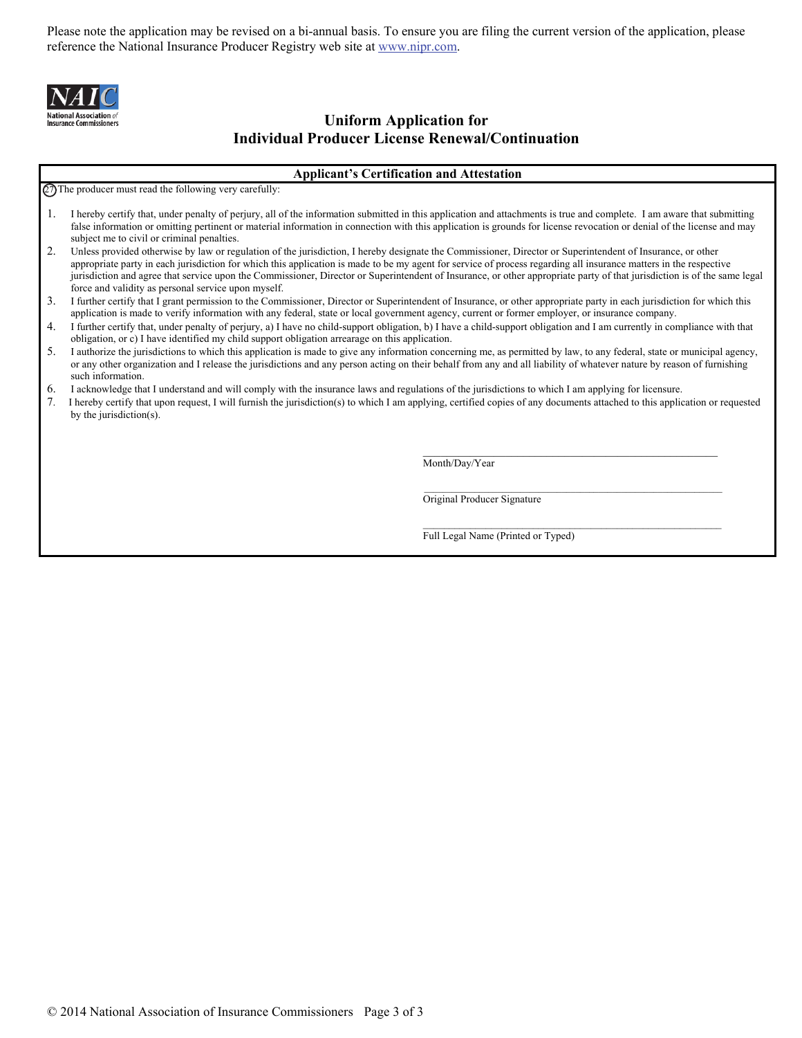Please note the application may be revised on a bi-annual basis. To ensure you are filing the current version of the application, please reference the National Insurance Producer Registry web site at www.nipr.com.

NAIC
National Association of Insurance Commissioners

# Uniform Application for Individual Producer License Renewal/Continuation

## Applicant's Certification and Attestation

(27) The producer must read the following very carefully:

1. I hereby certify that, under penalty of perjury, all of the information submitted in this application and attachments is true and complete. I am aware that submitting false information or omitting pertinent or material information in connection with this application is grounds for license revocation or denial of the license and may subject me to civil or criminal penalties.
2. Unless provided otherwise by law or regulation of the jurisdiction, I hereby designate the Commissioner, Director or Superintendent of Insurance, or other appropriate party in each jurisdiction for which this application is made to be my agent for service of process regarding all insurance matters in the respective jurisdiction and agree that service upon the Commissioner, Director or Superintendent of Insurance, or other appropriate party of that jurisdiction is of the same legal force and validity as personal service upon myself.
3. I further certify that I grant permission to the Commissioner, Director or Superintendent of Insurance, or other appropriate party in each jurisdiction for which this application is made to verify information with any federal, state or local government agency, current or former employer, or insurance company.
4. I further certify that, under penalty of perjury, a) I have no child-support obligation, b) I have a child-support obligation and I am currently in compliance with that obligation, or c) I have identified my child support obligation arrearage on this application.
5. I authorize the jurisdictions to which this application is made to give any information concerning me, as permitted by law, to any federal, state or municipal agency, or any other organization and I release the jurisdictions and any person acting on their behalf from any and all liability of whatever nature by reason of furnishing such information.
6. I acknowledge that I understand and will comply with the insurance laws and regulations of the jurisdictions to which I am applying for licensure.
7. I hereby certify that upon request, I will furnish the jurisdiction(s) to which I am applying, certified copies of any documents attached to this application or requested by the jurisdiction(s).

\_\_\_\_\_\_\_\_\_\_\_\_\_\_\_\_\_\_\_\_\_\_\_\_\_\_\_\_\_\_\_\_\_\_\_\_\_\_\_\_
Month/Day/Year

\_\_\_\_\_\_\_\_\_\_\_\_\_\_\_\_\_\_\_\_\_\_\_\_\_\_\_\_\_\_\_\_\_\_\_\_\_\_\_\_
Original Producer Signature

\_\_\_\_\_\_\_\_\_\_\_\_\_\_\_\_\_\_\_\_\_\_\_\_\_\_\_\_\_\_\_\_\_\_\_\_\_\_\_\_
Full Legal Name (Printed or Typed)

© 2014 National Association of Insurance Commissioners